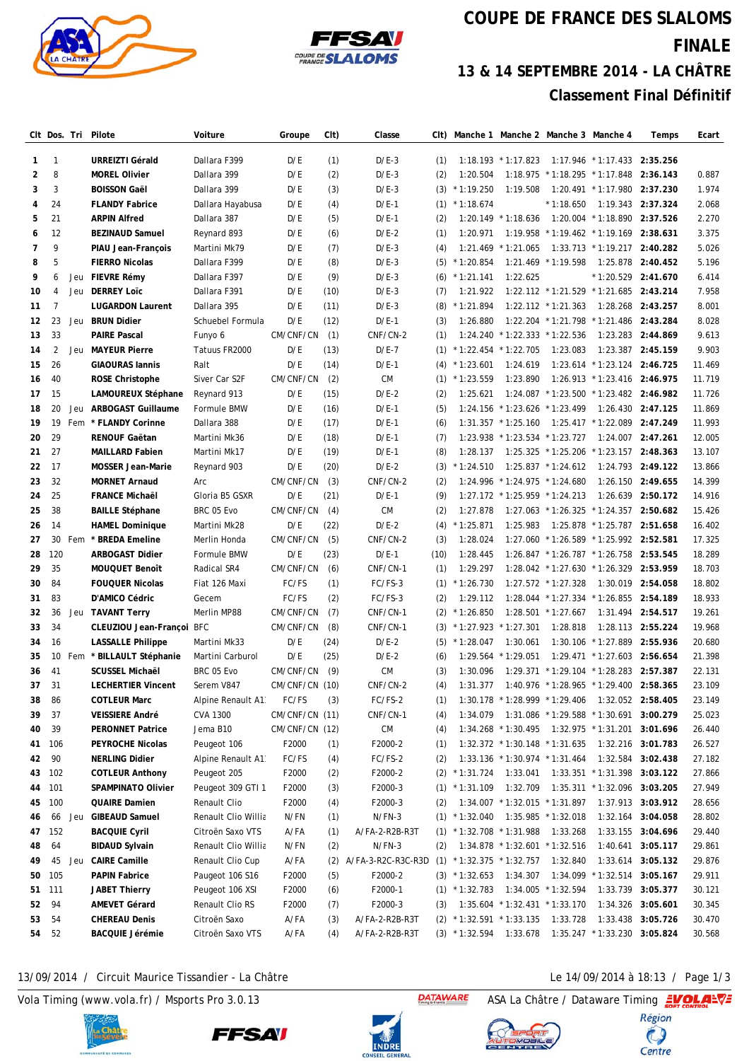# COUPE DE FRANCE DES SLALOMS

## FINALE

## 13 & 14 SEPTEMBRE 2014 - LA CHÂTRE

## Classement Final Définitif

| Clt | Dos. | Tri | Pilote | Voiture | Groupe | Clt) | Classe | Clt) | Manche 1 | Manche 2 | Manche 3 | Manche 4 | Temps | Ecart |
|---|---|---|---|---|---|---|---|---|---|---|---|---|---|---|
| 1 | 1 | | **URREIZTI Gérald** | Dallara F399 | D/E | (1) | D/E-3 | (1) | 1:18.193 | * 1:17.823 | 1:17.946 | * 1:17.433 | **2:35.256** | |
| 2 | 8 | | **MOREL Olivier** | Dallara 399 | D/E | (2) | D/E-3 | (2) | 1:20.504 | 1:18.975 | * 1:18.295 | * 1:17.848 | **2:36.143** | 0.887 |
| 3 | 3 | | **BOISSON Gaël** | Dallara 399 | D/E | (3) | D/E-3 | (3) | * 1:19.250 | 1:19.508 | 1:20.491 | * 1:17.980 | **2:37.230** | 1.974 |
| 4 | 24 | | **FLANDY Fabrice** | Dallara Hayabusa | D/E | (4) | D/E-1 | (1) | * 1:18.674 | | * 1:18.650 | 1:19.343 | **2:37.324** | 2.068 |
| 5 | 21 | | **ARPIN Alfred** | Dallara 387 | D/E | (5) | D/E-1 | (2) | 1:20.149 | * 1:18.636 | 1:20.004 | * 1:18.890 | **2:37.526** | 2.270 |
| 6 | 12 | | **BEZINAUD Samuel** | Reynard 893 | D/E | (6) | D/E-2 | (1) | 1:20.971 | 1:19.958 | * 1:19.462 | * 1:19.169 | **2:38.631** | 3.375 |
| 7 | 9 | | **PIAU Jean-François** | Martini Mk79 | D/E | (7) | D/E-3 | (4) | 1:21.469 | * 1:21.065 | 1:33.713 | * 1:19.217 | **2:40.282** | 5.026 |
| 8 | 5 | | **FIERRO Nicolas** | Dallara F399 | D/E | (8) | D/E-3 | (5) | * 1:20.854 | 1:21.469 | * 1:19.598 | 1:25.783 | **2:40.452** | 5.196 |
| 9 | 6 | Jeu | **FIEVRE Rémy** | Dallara F397 | D/E | (9) | D/E-3 | (6) | * 1:21.141 | 1:22.625 | | * 1:20.529 | **2:41.670** | 6.414 |
| 10 | 4 | Jeu | **DERREY Loïc** | Dallara F391 | D/E | (10) | D/E-3 | (7) | 1:21.922 | 1:22.112 | * 1:21.529 | * 1:21.685 | **2:43.214** | 7.958 |
| 11 | 7 | | **LUGARDON Laurent** | Dallara 395 | D/E | (11) | D/E-3 | (8) | * 1:21.894 | 1:22.112 | * 1:21.363 | 1:28.268 | **2:43.257** | 8.001 |
| 12 | 23 | Jeu | **BRUN Didier** | Schuebel Formula | D/E | (12) | D/E-1 | (3) | 1:26.880 | 1:22.204 | * 1:21.798 | * 1:21.486 | **2:43.284** | 8.028 |
| 13 | 33 | | **PAIRE Pascal** | Funyo 6 | CM/CNF/CN | (1) | CNF/CN-2 | (1) | 1:24.240 | * 1:22.333 | * 1:22.536 | 1:23.283 | **2:44.869** | 9.613 |
| 14 | 2 | Jeu | **MAYEUR Pierre** | Tatuus FR2000 | D/E | (13) | D/E-7 | (1) | * 1:22.454 | * 1:22.705 | 1:23.083 | 1:23.387 | **2:45.159** | 9.903 |
| 15 | 26 | | **GIAOURAS Iannis** | Ralt | D/E | (14) | D/E-1 | (4) | * 1:23.601 | 1:24.619 | 1:23.614 | * 1:23.124 | **2:46.725** | 11.469 |
| 16 | 40 | | **ROSE Christophe** | Siver Car S2F | CM/CNF/CN | (2) | CM | (1) | * 1:23.559 | 1:23.890 | 1:26.913 | * 1:23.416 | **2:46.975** | 11.719 |
| 17 | 15 | | **LAMOUREUX Stéphane** | Reynard 913 | D/E | (15) | D/E-2 | (2) | 1:25.621 | 1:24.087 | * 1:23.500 | * 1:23.482 | **2:46.982** | 11.726 |
| 18 | 20 | Jeu | **ARBOGAST Guillaume** | Formule BMW | D/E | (16) | D/E-1 | (5) | 1:24.156 | * 1:23.626 | * 1:23.499 | 1:26.430 | **2:47.125** | 11.869 |
| 19 | 19 | Fem | *** FLANDY Corinne** | Dallara 388 | D/E | (17) | D/E-1 | (6) | 1:31.357 | * 1:25.160 | 1:25.417 | * 1:22.089 | **2:47.249** | 11.993 |
| 20 | 29 | | **RENOUF Gaëtan** | Martini Mk36 | D/E | (18) | D/E-1 | (7) | 1:23.938 | * 1:23.534 | * 1:23.727 | 1:24.007 | **2:47.261** | 12.005 |
| 21 | 27 | | **MAILLARD Fabien** | Martini Mk17 | D/E | (19) | D/E-1 | (8) | 1:28.137 | 1:25.325 | * 1:25.206 | * 1:23.157 | **2:48.363** | 13.107 |
| 22 | 17 | | **MOSSER Jean-Marie** | Reynard 903 | D/E | (20) | D/E-2 | (3) | * 1:24.510 | 1:25.837 | * 1:24.612 | 1:24.793 | **2:49.122** | 13.866 |
| 23 | 32 | | **MORNET Arnaud** | Arc | CM/CNF/CN | (3) | CNF/CN-2 | (2) | 1:24.996 | * 1:24.975 | * 1:24.680 | 1:26.150 | **2:49.655** | 14.399 |
| 24 | 25 | | **FRANCE Michaël** | Gloria B5 GSXR | D/E | (21) | D/E-1 | (9) | 1:27.172 | * 1:25.959 | * 1:24.213 | 1:26.639 | **2:50.172** | 14.916 |
| 25 | 38 | | **BAILLE Stéphane** | BRC 05 Evo | CM/CNF/CN | (4) | CM | (2) | 1:27.878 | 1:27.063 | * 1:26.325 | * 1:24.357 | **2:50.682** | 15.426 |
| 26 | 14 | | **HAMEL Dominique** | Martini Mk28 | D/E | (22) | D/E-2 | (4) | * 1:25.871 | 1:25.983 | 1:25.878 | * 1:25.787 | **2:51.658** | 16.402 |
| 27 | 30 | Fem | *** BREDA Emeline** | Merlin Honda | CM/CNF/CN | (5) | CNF/CN-2 | (3) | 1:28.024 | 1:27.060 | * 1:26.589 | * 1:25.992 | **2:52.581** | 17.325 |
| 28 | 120 | | **ARBOGAST Didier** | Formule BMW | D/E | (23) | D/E-1 | (10) | 1:28.445 | 1:26.847 | * 1:26.787 | * 1:26.758 | **2:53.545** | 18.289 |
| 29 | 35 | | **MOUQUET Benoît** | Radical SR4 | CM/CNF/CN | (6) | CNF/CN-1 | (1) | 1:29.297 | 1:28.042 | * 1:27.630 | * 1:26.329 | **2:53.959** | 18.703 |
| 30 | 84 | | **FOUQUER Nicolas** | Fiat 126 Maxi | FC/FS | (1) | FC/FS-3 | (1) | * 1:26.730 | 1:27.572 | * 1:27.328 | 1:30.019 | **2:54.058** | 18.802 |
| 31 | 83 | | **D'AMICO Cédric** | Gecem | FC/FS | (2) | FC/FS-3 | (2) | 1:29.112 | 1:28.044 | * 1:27.334 | * 1:26.855 | **2:54.189** | 18.933 |
| 32 | 36 | Jeu | **TAVANT Terry** | Merlin MP88 | CM/CNF/CN | (7) | CNF/CN-1 | (2) | * 1:26.850 | 1:28.501 | * 1:27.667 | 1:31.494 | **2:54.517** | 19.261 |
| 33 | 34 | | **CLEUZIOU Jean-François** | BFC | CM/CNF/CN | (8) | CNF/CN-1 | (3) | * 1:27.923 | * 1:27.301 | 1:28.818 | 1:28.113 | **2:55.224** | 19.968 |
| 34 | 16 | | **LASSALLE Philippe** | Martini Mk33 | D/E | (24) | D/E-2 | (5) | * 1:28.047 | 1:30.061 | 1:30.106 | * 1:27.889 | **2:55.936** | 20.680 |
| 35 | 10 | Fem | *** BILLAULT Stéphanie** | Martini Carburol | D/E | (25) | D/E-2 | (6) | 1:29.564 | * 1:29.051 | 1:29.471 | * 1:27.603 | **2:56.654** | 21.398 |
| 36 | 41 | | **SCUSSEL Michaël** | BRC 05 Evo | CM/CNF/CN | (9) | CM | (3) | 1:30.096 | 1:29.371 | * 1:29.104 | * 1:28.283 | **2:57.387** | 22.131 |
| 37 | 31 | | **LECHERTIER Vincent** | Serem V847 | CM/CNF/CN | (10) | CNF/CN-2 | (4) | 1:31.377 | 1:40.976 | * 1:28.965 | * 1:29.400 | **2:58.365** | 23.109 |
| 38 | 86 | | **COTLEUR Marc** | Alpine Renault A1 | FC/FS | (3) | FC/FS-2 | (1) | 1:30.178 | * 1:28.999 | * 1:29.406 | 1:32.052 | **2:58.405** | 23.149 |
| 39 | 37 | | **VEISSIERE André** | CVA 1300 | CM/CNF/CN | (11) | CNF/CN-1 | (4) | 1:34.079 | 1:31.086 | * 1:29.588 | * 1:30.691 | **3:00.279** | 25.023 |
| 40 | 39 | | **PERONNET Patrice** | Jema B10 | CM/CNF/CN | (12) | CM | (4) | 1:34.268 | * 1:30.495 | 1:32.975 | * 1:31.201 | **3:01.696** | 26.440 |
| 41 | 106 | | **PEYROCHE Nicolas** | Peugeot 106 | F2000 | (1) | F2000-2 | (1) | 1:32.372 | * 1:30.148 | * 1:31.635 | 1:32.216 | **3:01.783** | 26.527 |
| 42 | 90 | | **NERLING Didier** | Alpine Renault A1 | FC/FS | (4) | FC/FS-2 | (2) | 1:33.136 | * 1:30.974 | * 1:31.464 | 1:32.584 | **3:02.438** | 27.182 |
| 43 | 102 | | **COTLEUR Anthony** | Peugeot 205 | F2000 | (2) | F2000-2 | (2) | * 1:31.724 | 1:33.041 | 1:33.351 | * 1:31.398 | **3:03.122** | 27.866 |
| 44 | 101 | | **SPAMPINATO Olivier** | Peugeot 309 GTI 1 | F2000 | (3) | F2000-3 | (1) | * 1:31.109 | 1:32.709 | 1:35.311 | * 1:32.096 | **3:03.205** | 27.949 |
| 45 | 100 | | **QUAIRE Damien** | Renault Clio | F2000 | (4) | F2000-3 | (2) | 1:34.007 | * 1:32.015 | * 1:31.897 | 1:37.913 | **3:03.912** | 28.656 |
| 46 | 66 | Jeu | **GIBEAUD Samuel** | Renault Clio Willia | N/FN | (1) | N/FN-3 | (1) | * 1:32.040 | 1:35.985 | * 1:32.018 | 1:32.164 | **3:04.058** | 28.802 |
| 47 | 152 | | **BACQUIE Cyril** | Citroën Saxo VTS | A/FA | (1) | A/FA-2-R2B-R3T | (1) | * 1:32.708 | * 1:31.988 | 1:33.268 | 1:33.155 | **3:04.696** | 29.440 |
| 48 | 64 | | **BIDAUD Sylvain** | Renault Clio Willia | N/FN | (2) | N/FN-3 | (2) | 1:34.878 | * 1:32.601 | * 1:32.516 | 1:40.641 | **3:05.117** | 29.861 |
| 49 | 45 | Jeu | **CAIRE Camille** | Renault Clio Cup | A/FA | (2) | A/FA-3-R2C-R3C-R3D | (1) | * 1:32.375 | * 1:32.757 | 1:32.840 | 1:33.614 | **3:05.132** | 29.876 |
| 50 | 105 | | **PAPIN Fabrice** | Paugeot 106 S16 | F2000 | (5) | F2000-2 | (3) | * 1:32.653 | 1:34.307 | 1:34.099 | * 1:32.514 | **3:05.167** | 29.911 |
| 51 | 111 | | **JABET Thierry** | Peugeot 106 XSI | F2000 | (6) | F2000-1 | (1) | * 1:32.783 | 1:34.005 | * 1:32.594 | 1:33.739 | **3:05.377** | 30.121 |
| 52 | 94 | | **AMEVET Gérard** | Renault Clio RS | F2000 | (7) | F2000-3 | (3) | 1:35.604 | * 1:32.431 | * 1:33.170 | 1:34.326 | **3:05.601** | 30.345 |
| 53 | 54 | | **CHEREAU Denis** | Citroën Saxo | A/FA | (3) | A/FA-2-R2B-R3T | (2) | * 1:32.591 | * 1:33.135 | 1:33.728 | 1:33.438 | **3:05.726** | 30.470 |
| 54 | 52 | | **BACQUIE Jérémie** | Citroën Saxo VTS | A/FA | (4) | A/FA-2-R2B-R3T | (3) | * 1:32.594 | 1:33.678 | 1:35.247 | * 1:33.230 | **3:05.824** | 30.568 |

13/09/2014 / Circuit Maurice Tissandier - La Châtre — Le 14/09/2014 à 18:13

Vola Timing (www.vola.fr) / Msports Pro 3.0.13 — ASA La Châtre / Dataware Timing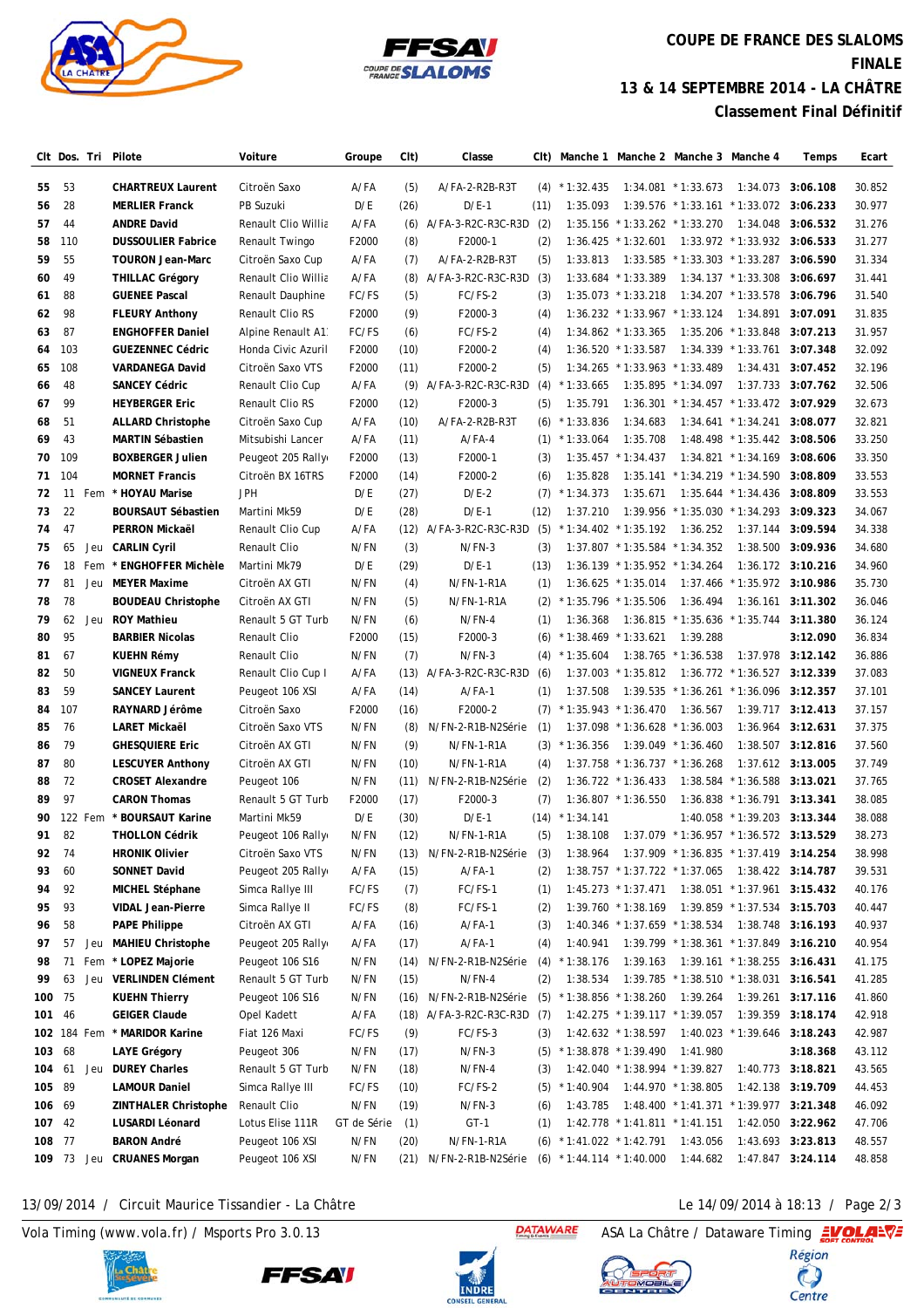# COUPE DE FRANCE DES SLALOMS
## FINALE
## 13 & 14 SEPTEMBRE 2014 - LA CHÂTRE
## Classement Final Définitif

| Clt | Dos. | Tri | Pilote | Voiture | Groupe | Clt) | Classe | Clt) | Manche 1 | Manche 2 | Manche 3 | Manche 4 | Temps | Ecart |
|---|---|---|---|---|---|---|---|---|---|---|---|---|---|---|
| 55 | 53 | | **CHARTREUX Laurent** | Citroën Saxo | A/FA | (5) | A/FA-2-R2B-R3T | (4) | * 1:32.435 | 1:34.081 | * 1:33.673 | 1:34.073 | **3:06.108** | 30.852 |
| 56 | 28 | | **MERLIER Franck** | PB Suzuki | D/E | (26) | D/E-1 | (11) | 1:35.093 | 1:39.576 | * 1:33.161 | * 1:33.072 | **3:06.233** | 30.977 |
| 57 | 44 | | **ANDRE David** | Renault Clio Willia | A/FA | (6) | A/FA-3-R2C-R3C-R3D | (2) | 1:35.156 | * 1:33.262 | * 1:33.270 | 1:34.048 | **3:06.532** | 31.276 |
| 58 | 110 | | **DUSSOULIER Fabrice** | Renault Twingo | F2000 | (8) | F2000-1 | (2) | 1:36.425 | * 1:32.601 | 1:33.972 | * 1:33.932 | **3:06.533** | 31.277 |
| 59 | 55 | | **TOURON Jean-Marc** | Citroën Saxo Cup | A/FA | (7) | A/FA-2-R2B-R3T | (5) | 1:33.813 | 1:33.585 | * 1:33.303 | * 1:33.287 | **3:06.590** | 31.334 |
| 60 | 49 | | **THILLAC Grégory** | Renault Clio Willia | A/FA | (8) | A/FA-3-R2C-R3C-R3D | (3) | 1:33.684 | * 1:33.389 | 1:34.137 | * 1:33.308 | **3:06.697** | 31.441 |
| 61 | 88 | | **GUENEE Pascal** | Renault Dauphine | FC/FS | (5) | FC/FS-2 | (3) | 1:35.073 | * 1:33.218 | 1:34.207 | * 1:33.578 | **3:06.796** | 31.540 |
| 62 | 98 | | **FLEURY Anthony** | Renault Clio RS | F2000 | (9) | F2000-3 | (4) | 1:36.232 | * 1:33.967 | * 1:33.124 | 1:34.891 | **3:07.091** | 31.835 |
| 63 | 87 | | **ENGHOFFER Daniel** | Alpine Renault A1 | FC/FS | (6) | FC/FS-2 | (4) | 1:34.862 | * 1:33.365 | 1:35.206 | * 1:33.848 | **3:07.213** | 31.957 |
| 64 | 103 | | **GUEZENNEC Cédric** | Honda Civic Azuril | F2000 | (10) | F2000-2 | (4) | 1:36.520 | * 1:33.587 | 1:34.339 | * 1:33.761 | **3:07.348** | 32.092 |
| 65 | 108 | | **VARDANEGA David** | Citroën Saxo VTS | F2000 | (11) | F2000-2 | (5) | 1:34.265 | * 1:33.963 | * 1:33.489 | 1:34.431 | **3:07.452** | 32.196 |
| 66 | 48 | | **SANCEY Cédric** | Renault Clio Cup | A/FA | (9) | A/FA-3-R2C-R3C-R3D | (4) | * 1:33.665 | 1:35.895 | * 1:34.097 | 1:37.733 | **3:07.762** | 32.506 |
| 67 | 99 | | **HEYBERGER Eric** | Renault Clio RS | F2000 | (12) | F2000-3 | (5) | 1:35.791 | 1:36.301 | * 1:34.457 | * 1:33.472 | **3:07.929** | 32.673 |
| 68 | 51 | | **ALLARD Christophe** | Citroën Saxo Cup | A/FA | (10) | A/FA-2-R2B-R3T | (6) | * 1:33.836 | 1:34.683 | * 1:34.241 | 1:34.241 | **3:08.077** | 32.821 |
| 69 | 43 | | **MARTIN Sébastien** | Mitsubishi Lancer | A/FA | (11) | A/FA-4 | (1) | * 1:33.064 | 1:35.708 | 1:48.498 | * 1:35.442 | **3:08.506** | 33.250 |
| 70 | 109 | | **BOXBERGER Julien** | Peugeot 205 Rally | F2000 | (13) | F2000-1 | (3) | 1:35.457 | * 1:34.437 | 1:34.821 | * 1:34.169 | **3:08.606** | 33.350 |
| 71 | 104 | | **MORNET Francis** | Citroën BX 16TRS | F2000 | (14) | F2000-2 | (6) | 1:35.828 | 1:35.141 | * 1:34.219 | * 1:34.590 | **3:08.809** | 33.553 |
| 72 | 11 | Fem | **\* HOYAU Marise** | JPH | D/E | (27) | D/E-2 | (7) | * 1:34.373 | 1:35.671 | 1:35.644 | * 1:34.436 | **3:08.809** | 33.553 |
| 73 | 22 | | **BOURSAUT Sébastien** | Martini Mk59 | D/E | (28) | D/E-1 | (12) | 1:37.210 | 1:39.956 | * 1:35.030 | * 1:34.293 | **3:09.323** | 34.067 |
| 74 | 47 | | **PERRON Mickaël** | Renault Clio Cup | A/FA | (12) | A/FA-3-R2C-R3C-R3D | (5) | * 1:34.402 | * 1:35.192 | 1:36.252 | 1:37.144 | **3:09.594** | 34.338 |
| 75 | 65 | Jeu | **CARLIN Cyril** | Renault Clio | N/FN | (3) | N/FN-3 | (3) | 1:37.807 | * 1:35.584 | * 1:34.352 | 1:38.500 | **3:09.936** | 34.680 |
| 76 | 18 | Fem | **\* ENGHOFFER Michèle** | Martini Mk79 | D/E | (29) | D/E-1 | (13) | 1:36.139 | * 1:35.952 | * 1:34.264 | 1:36.172 | **3:10.216** | 34.960 |
| 77 | 81 | Jeu | **MEYER Maxime** | Citroën AX GTI | N/FN | (4) | N/FN-1-R1A | (1) | 1:36.625 | * 1:35.014 | 1:37.466 | * 1:35.972 | **3:10.986** | 35.730 |
| 78 | 78 | | **BOUDEAU Christophe** | Citroën AX GTI | N/FN | (5) | N/FN-1-R1A | (2) | * 1:35.796 | * 1:35.506 | 1:36.494 | 1:36.161 | **3:11.302** | 36.046 |
| 79 | 62 | Jeu | **ROY Mathieu** | Renault 5 GT Turb | N/FN | (6) | N/FN-4 | (1) | 1:36.368 | 1:36.815 | * 1:35.636 | * 1:35.744 | **3:11.380** | 36.124 |
| 80 | 95 | | **BARBIER Nicolas** | Renault Clio | F2000 | (15) | F2000-3 | (6) | * 1:38.469 | * 1:33.621 | 1:39.288 | | **3:12.090** | 36.834 |
| 81 | 67 | | **KUEHN Rémy** | Renault Clio | N/FN | (7) | N/FN-3 | (4) | * 1:35.604 | 1:38.765 | * 1:36.538 | 1:37.978 | **3:12.142** | 36.886 |
| 82 | 50 | | **VIGNEUX Franck** | Renault Clio Cup I | A/FA | (13) | A/FA-3-R2C-R3C-R3D | (6) | 1:37.003 | * 1:35.812 | 1:36.772 | * 1:36.527 | **3:12.339** | 37.083 |
| 83 | 59 | | **SANCEY Laurent** | Peugeot 106 XSI | A/FA | (14) | A/FA-1 | (1) | 1:37.508 | 1:39.535 | * 1:36.261 | * 1:36.096 | **3:12.357** | 37.101 |
| 84 | 107 | | **RAYNARD Jérôme** | Citroën Saxo | F2000 | (16) | F2000-2 | (7) | * 1:35.943 | * 1:36.470 | 1:36.567 | 1:39.717 | **3:12.413** | 37.157 |
| 85 | 76 | | **LARET Mickaël** | Citroën Saxo VTS | N/FN | (8) | N/FN-2-R1B-N2Série | (1) | 1:37.098 | * 1:36.628 | * 1:36.003 | 1:36.964 | **3:12.631** | 37.375 |
| 86 | 79 | | **GHESQUIERE Eric** | Citroën AX GTI | N/FN | (9) | N/FN-1-R1A | (3) | * 1:36.356 | 1:39.049 | * 1:36.460 | 1:38.507 | **3:12.816** | 37.560 |
| 87 | 80 | | **LESCUYER Anthony** | Citroën AX GTI | N/FN | (10) | N/FN-1-R1A | (4) | 1:37.758 | * 1:36.737 | * 1:36.268 | 1:37.612 | **3:13.005** | 37.749 |
| 88 | 72 | | **CROSET Alexandre** | Peugeot 106 | N/FN | (11) | N/FN-2-R1B-N2Série | (2) | 1:36.722 | * 1:36.433 | 1:38.584 | * 1:36.588 | **3:13.021** | 37.765 |
| 89 | 97 | | **CARON Thomas** | Renault 5 GT Turb | F2000 | (17) | F2000-3 | (7) | 1:36.807 | * 1:36.550 | 1:36.838 | * 1:36.791 | **3:13.341** | 38.085 |
| 90 | 122 | Fem | **\* BOURSAUT Karine** | Martini Mk59 | D/E | (30) | D/E-1 | (14) | * 1:34.141 | | 1:40.058 | * 1:39.203 | **3:13.344** | 38.088 |
| 91 | 82 | | **THOLLON Cédrik** | Peugeot 106 Rally | N/FN | (12) | N/FN-1-R1A | (5) | 1:38.108 | 1:37.079 | * 1:36.957 | * 1:36.572 | **3:13.529** | 38.273 |
| 92 | 74 | | **HRONIK Olivier** | Citroën Saxo VTS | N/FN | (13) | N/FN-2-R1B-N2Série | (3) | 1:38.964 | 1:37.909 | * 1:36.835 | * 1:37.419 | **3:14.254** | 38.998 |
| 93 | 60 | | **SONNET David** | Peugeot 205 Rally | A/FA | (15) | A/FA-1 | (2) | 1:38.757 | * 1:37.722 | * 1:37.065 | 1:38.422 | **3:14.787** | 39.531 |
| 94 | 92 | | **MICHEL Stéphane** | Simca Rallye III | FC/FS | (7) | FC/FS-1 | (1) | 1:45.273 | * 1:37.471 | 1:38.051 | * 1:37.961 | **3:15.432** | 40.176 |
| 95 | 93 | | **VIDAL Jean-Pierre** | Simca Rallye II | FC/FS | (8) | FC/FS-1 | (2) | 1:39.760 | * 1:38.169 | 1:39.859 | * 1:37.534 | **3:15.703** | 40.447 |
| 96 | 58 | | **PAPE Philippe** | Citroën AX GTI | A/FA | (16) | A/FA-1 | (3) | 1:40.346 | * 1:37.659 | * 1:38.534 | 1:38.748 | **3:16.193** | 40.937 |
| 97 | 57 | Jeu | **MAHIEU Christophe** | Peugeot 205 Rally | A/FA | (17) | A/FA-1 | (4) | 1:40.941 | 1:39.799 | * 1:38.361 | * 1:37.849 | **3:16.210** | 40.954 |
| 98 | 71 | Fem | **\* LOPEZ Majorie** | Peugeot 106 S16 | N/FN | (14) | N/FN-2-R1B-N2Série | (4) | * 1:38.176 | 1:39.163 | 1:39.161 | * 1:38.255 | **3:16.431** | 41.175 |
| 99 | 63 | Jeu | **VERLINDEN Clément** | Renault 5 GT Turb | N/FN | (15) | N/FN-4 | (2) | 1:38.534 | 1:39.785 | * 1:38.510 | * 1:38.031 | **3:16.541** | 41.285 |
| 100 | 75 | | **KUEHN Thierry** | Peugeot 106 S16 | N/FN | (16) | N/FN-2-R1B-N2Série | (5) | * 1:38.856 | * 1:38.260 | 1:39.264 | 1:39.261 | **3:17.116** | 41.860 |
| 101 | 46 | | **GEIGER Claude** | Opel Kadett | A/FA | (18) | A/FA-3-R2C-R3C-R3D | (7) | 1:42.275 | * 1:39.117 | * 1:39.057 | 1:39.359 | **3:18.174** | 42.918 |
| 102 | 184 | Fem | **\* MARIDOR Karine** | Fiat 126 Maxi | FC/FS | (9) | FC/FS-3 | (3) | 1:42.632 | * 1:38.597 | 1:40.023 | * 1:39.646 | **3:18.243** | 42.987 |
| 103 | 68 | | **LAYE Grégory** | Peugeot 306 | N/FN | (17) | N/FN-3 | (5) | * 1:38.878 | * 1:39.490 | 1:41.980 | | **3:18.368** | 43.112 |
| 104 | 61 | Jeu | **DUREY Charles** | Renault 5 GT Turb | N/FN | (18) | N/FN-4 | (3) | 1:42.040 | * 1:38.994 | * 1:39.827 | 1:40.773 | **3:18.821** | 43.565 |
| 105 | 89 | | **LAMOUR Daniel** | Simca Rallye III | FC/FS | (10) | FC/FS-2 | (5) | * 1:40.904 | 1:44.970 | * 1:38.805 | 1:42.138 | **3:19.709** | 44.453 |
| 106 | 69 | | **ZINTHALER Christophe** | Renault Clio | N/FN | (19) | N/FN-3 | (6) | 1:43.785 | 1:48.400 | * 1:41.371 | * 1:39.977 | **3:21.348** | 46.092 |
| 107 | 42 | | **LUSARDI Léonard** | Lotus Elise 111R | GT de Série | (1) | GT-1 | (1) | 1:42.778 | * 1:41.811 | * 1:41.151 | 1:42.050 | **3:22.962** | 47.706 |
| 108 | 77 | | **BARON André** | Peugeot 106 XSI | N/FN | (20) | N/FN-1-R1A | (6) | * 1:41.022 | * 1:42.791 | 1:43.056 | 1:43.693 | **3:23.813** | 48.557 |
| 109 | 73 | Jeu | **CRUANES Morgan** | Peugeot 106 XSI | N/FN | (21) | N/FN-2-R1B-N2Série | (6) | * 1:44.114 | * 1:40.000 | 1:44.682 | 1:47.847 | **3:24.114** | 48.858 |

13/09/2014 / Circuit Maurice Tissandier - La Châtre — Le 14/09/2014 à 18:13

Vola Timing (www.vola.fr) / Msports Pro 3.0.13 — ASA La Châtre / Dataware Timing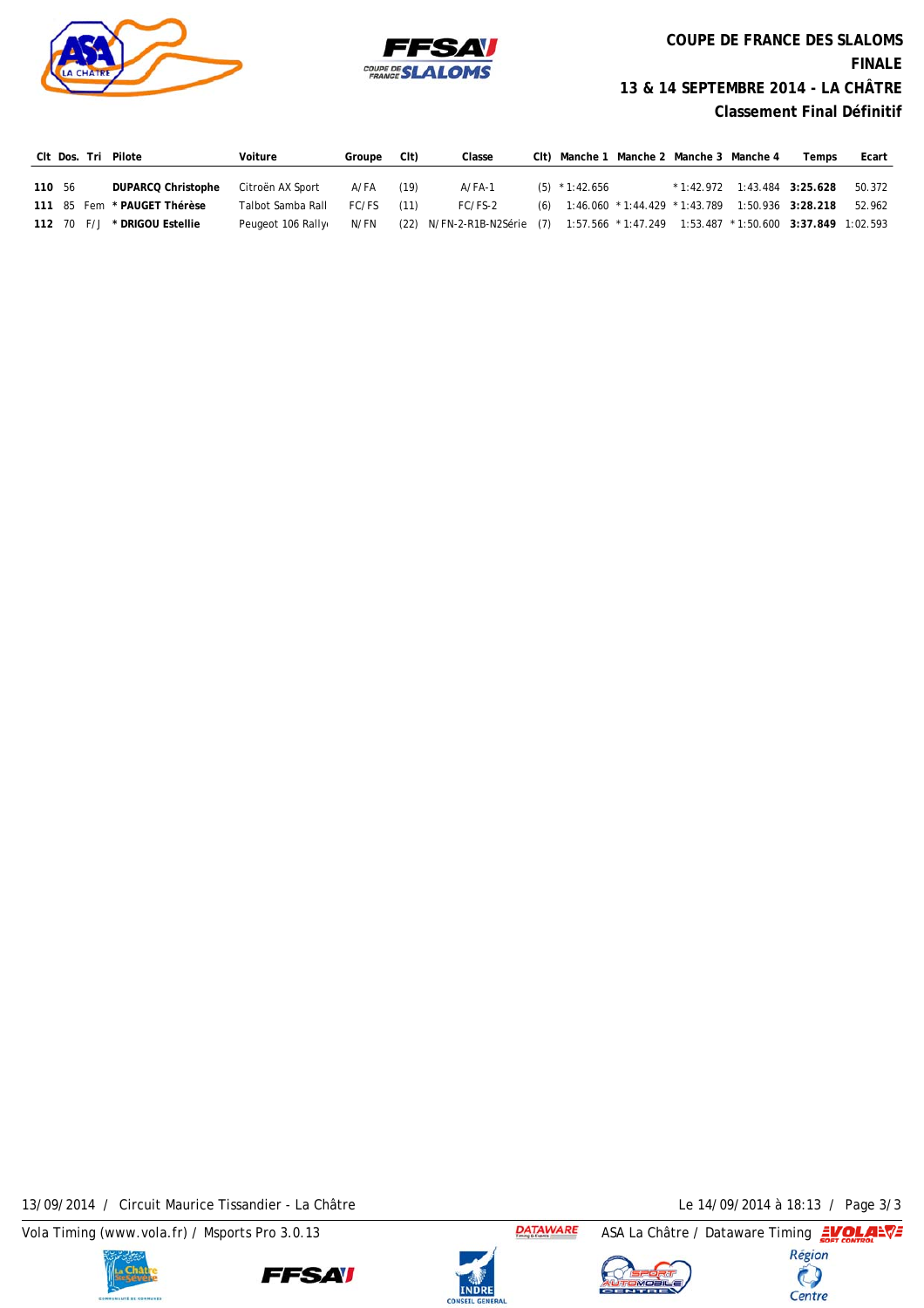# COUPE DE FRANCE DES SLALOMS
## FINALE
## 13 & 14 SEPTEMBRE 2014 - LA CHÂTRE
## Classement Final Définitif

| Clt | Dos. | Tri | Pilote | Voiture | Groupe | Clt) | Classe | Clt) | Manche 1 | Manche 2 | Manche 3 | Manche 4 | Temps | Ecart |
|---|---|---|---|---|---|---|---|---|---|---|---|---|---|---|
| **110** | 56 | | **DUPARCQ Christophe** | Citroën AX Sport | A/FA | (19) | A/FA-1 | (5) | * 1:42.656 | | * 1:42.972 | 1:43.484 | **3:25.628** | 50.372 |
| **111** | 85 | Fem | **\* PAUGET Thérèse** | Talbot Samba Rall | FC/FS | (11) | FC/FS-2 | (6) | 1:46.060 | * 1:44.429 | * 1:43.789 | 1:50.936 | **3:28.218** | 52.962 |
| **112** | 70 | F/J | **\* DRIGOU Estellie** | Peugeot 106 Rally | N/FN | (22) | N/FN-2-R1B-N2Série | (7) | 1:57.566 | * 1:47.249 | 1:53.487 | * 1:50.600 | **3:37.849** | 1:02.593 |